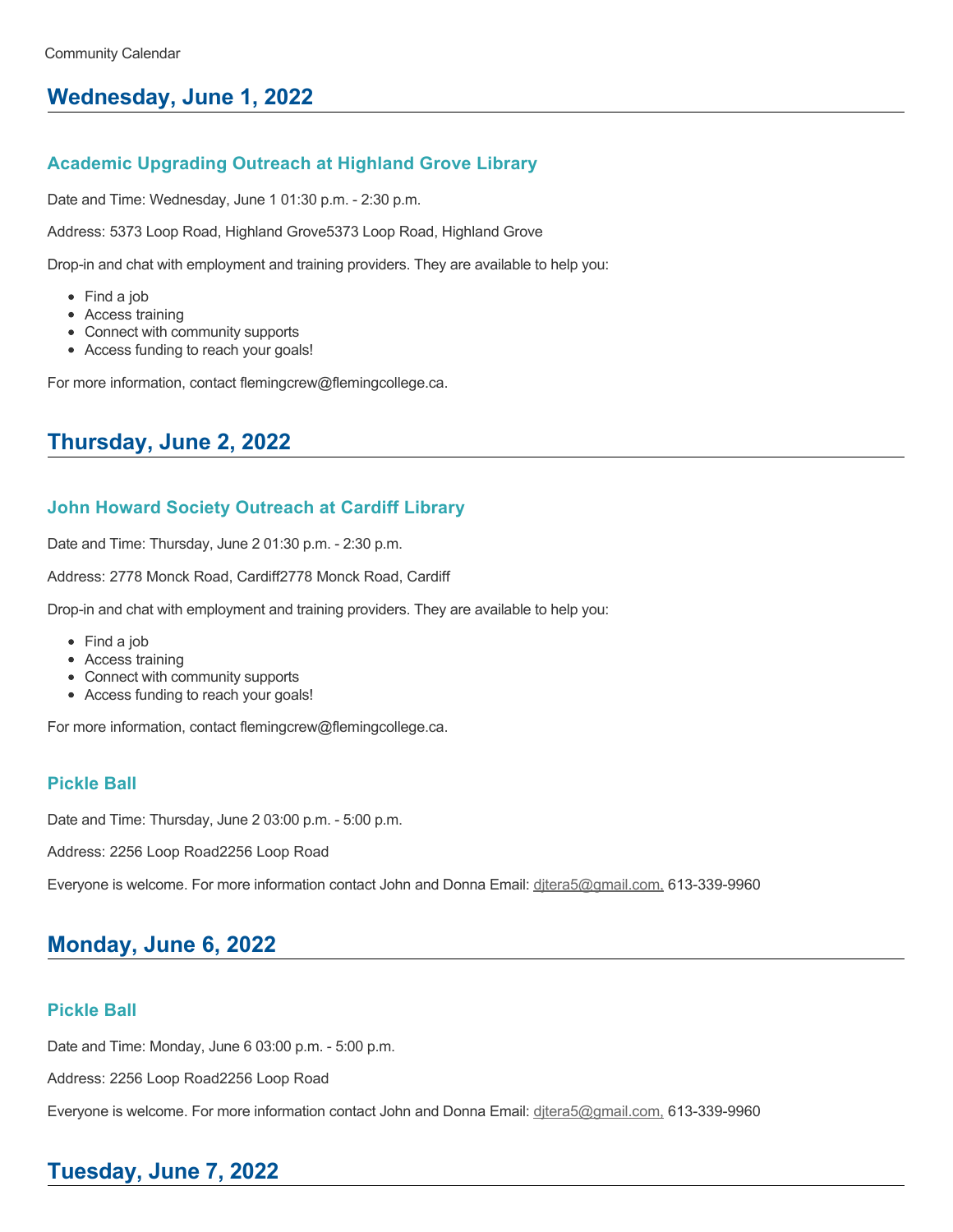Community Calendar

## Wednesday, June 1, 2022

### Academic Upgrading Outreach at Highland Grove Library

Date and Time: Wednesday, June 1 01:30 p.m. - 2:30 p.m.

Address: 5373 Loop Road, Highland Grove5373 Loop Road, Highland Grove

Drop-in and chat with employment and training providers. They are available to help you:

- Find a job
- Access training
- Connect with community supports
- Access funding to reach your goals!

For more information, contact flemingcrew@flemingcollege.ca.

## Thursday, June 2, 2022

### John Howard Society Outreach at Cardiff Library

Date and Time: Thursday, June 2 01:30 p.m. - 2:30 p.m.

Address: 2778 Monck Road, Cardiff2778 Monck Road, Cardiff

Drop-in and chat with employment and training providers. They are available to help you:

- Find a job
- Access training
- Connect with community supports
- Access funding to reach your goals!

For more information, contact flemingcrew@flemingcollege.ca.

### Pickle Ball

Date and Time: Thursday, June 2 03:00 p.m. - 5:00 p.m.

Address: 2256 Loop Road2256 Loop Road

Everyone is welcome. For more information contact John and Donna Email: djtera5@gmail.com, 613-339-9960

## Monday, June 6, 2022

### Pickle Ball

Date and Time: Monday, June 6 03:00 p.m. - 5:00 p.m.

Address: 2256 Loop Road2256 Loop Road

Everyone is welcome. For more information contact John and Donna Email: djtera5@gmail.com, 613-339-9960

## Tuesday, June 7, 2022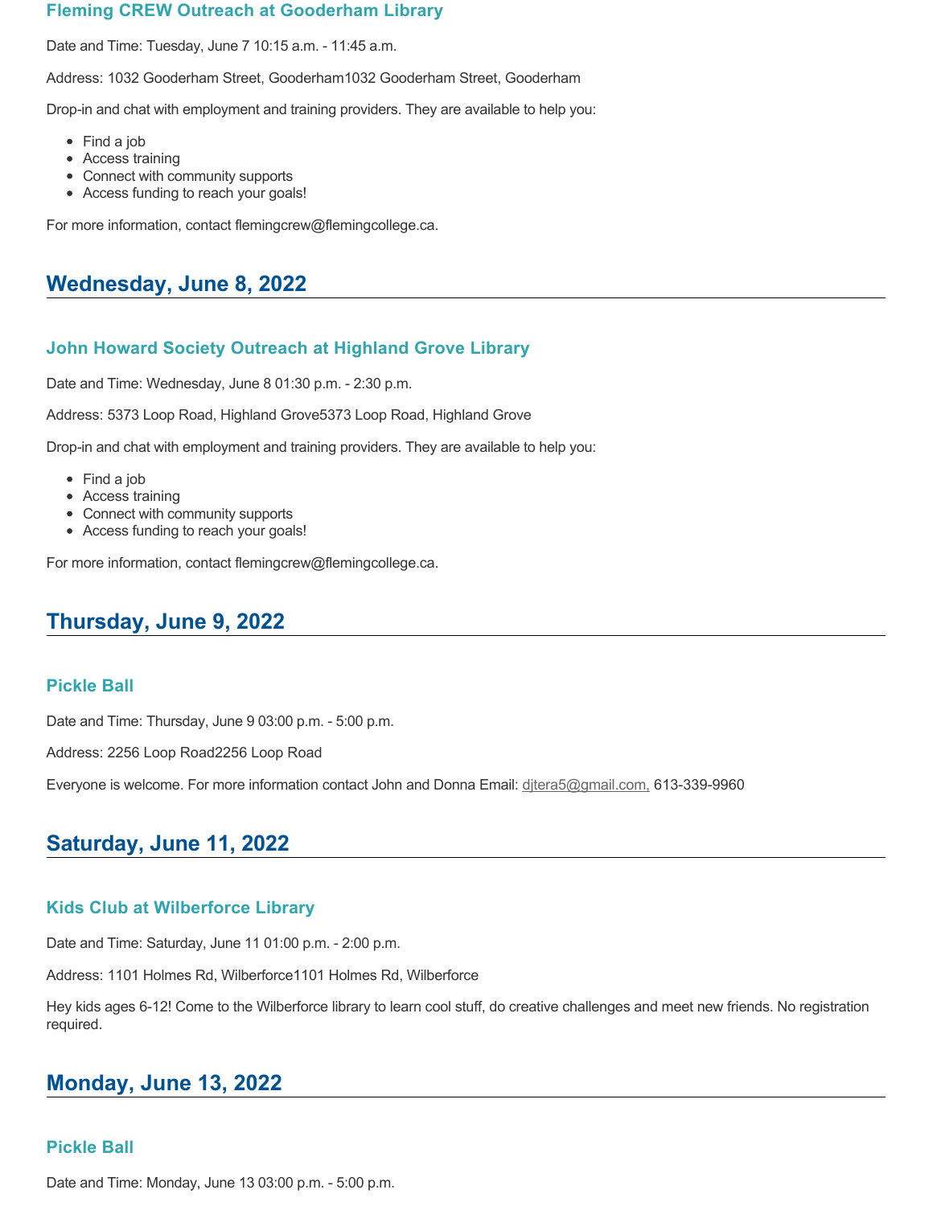### Fleming CREW Outreach at Gooderham Library

Date and Time: Tuesday, June 7 10:15 a.m. - 11:45 a.m.

Address: 1032 Gooderham Street, Gooderham1032 Gooderham Street, Gooderham

Drop-in and chat with employment and training providers. They are available to help you:

- Find a job
- Access training
- Connect with community supports
- Access funding to reach your goals!

For more information, contact flemingcrew@flemingcollege.ca.

## Wednesday, June 8, 2022

### John Howard Society Outreach at Highland Grove Library

Date and Time: Wednesday, June 8 01:30 p.m. - 2:30 p.m.

Address: 5373 Loop Road, Highland Grove5373 Loop Road, Highland Grove

Drop-in and chat with employment and training providers. They are available to help you:

- Find a job
- Access training
- Connect with community supports
- Access funding to reach your goals!

For more information, contact flemingcrew@flemingcollege.ca.

## Thursday, June 9, 2022

### Pickle Ball

Date and Time: Thursday, June 9 03:00 p.m. - 5:00 p.m.

Address: 2256 Loop Road2256 Loop Road

Everyone is welcome. For more information contact John and Donna Email: djtera5@gmail.com, 613-339-9960

## Saturday, June 11, 2022

### Kids Club at Wilberforce Library

Date and Time: Saturday, June 11 01:00 p.m. - 2:00 p.m.

Address: 1101 Holmes Rd, Wilberforce1101 Holmes Rd, Wilberforce

Hey kids ages 6-12! Come to the Wilberforce library to learn cool stuff, do creative challenges and meet new friends. No registration required.

## Monday, June 13, 2022

### Pickle Ball

Date and Time: Monday, June 13 03:00 p.m. - 5:00 p.m.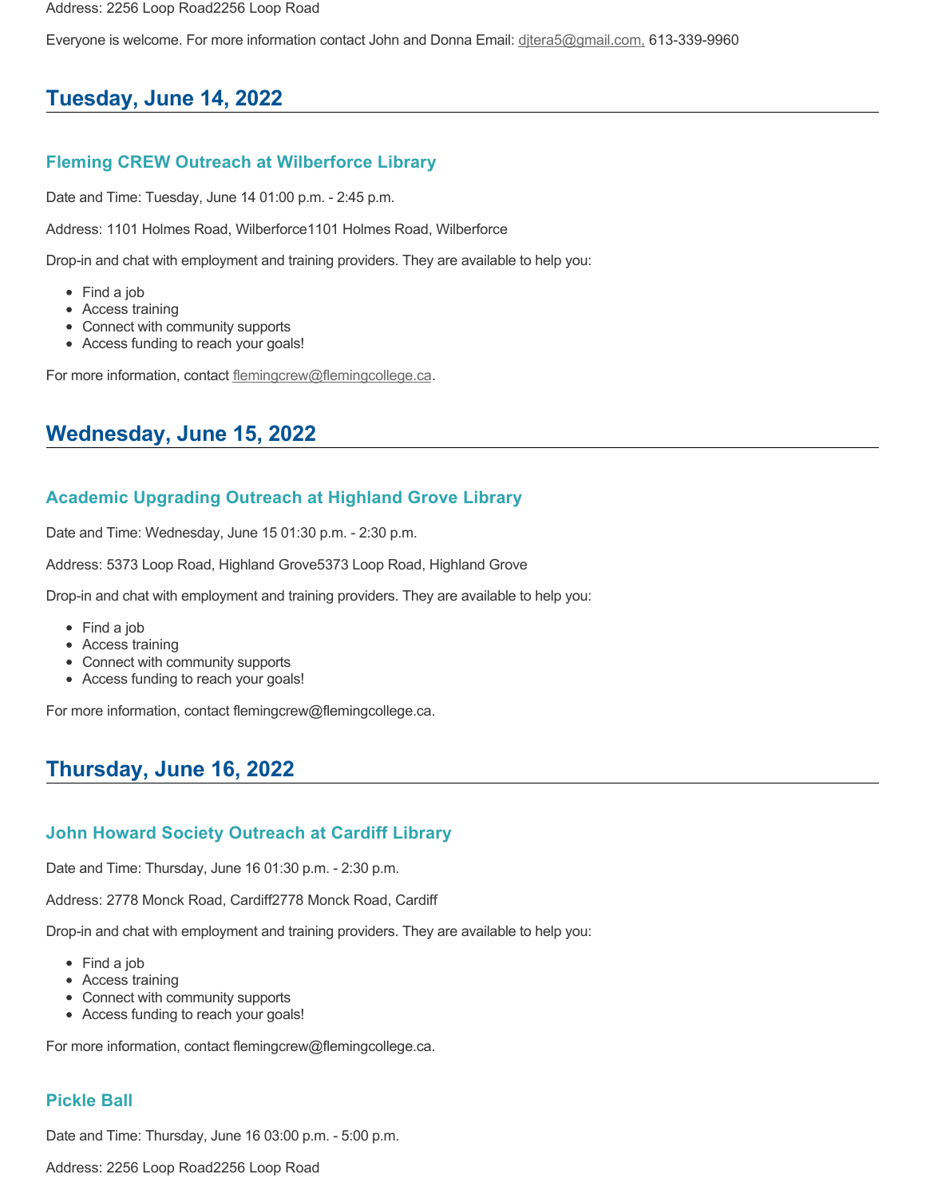Address: 2256 Loop Road2256 Loop Road

Everyone is welcome. For more information contact John and Donna Email: djtera5@gmail.com, 613-339-9960

## Tuesday, June 14, 2022

### Fleming CREW Outreach at Wilberforce Library

Date and Time: Tuesday, June 14 01:00 p.m. - 2:45 p.m.

Address: 1101 Holmes Road, Wilberforce1101 Holmes Road, Wilberforce

Drop-in and chat with employment and training providers. They are available to help you:

- Find a job
- Access training
- Connect with community supports
- Access funding to reach your goals!

For more information, contact flemingcrew@flemingcollege.ca.

## Wednesday, June 15, 2022

### Academic Upgrading Outreach at Highland Grove Library

Date and Time: Wednesday, June 15 01:30 p.m. - 2:30 p.m.

Address: 5373 Loop Road, Highland Grove5373 Loop Road, Highland Grove

Drop-in and chat with employment and training providers. They are available to help you:

- Find a job
- Access training
- Connect with community supports
- Access funding to reach your goals!

For more information, contact flemingcrew@flemingcollege.ca.

## Thursday, June 16, 2022

### John Howard Society Outreach at Cardiff Library

Date and Time: Thursday, June 16 01:30 p.m. - 2:30 p.m.

Address: 2778 Monck Road, Cardiff2778 Monck Road, Cardiff

Drop-in and chat with employment and training providers. They are available to help you:

- Find a job
- Access training
- Connect with community supports
- Access funding to reach your goals!

For more information, contact flemingcrew@flemingcollege.ca.

### Pickle Ball

Date and Time: Thursday, June 16 03:00 p.m. - 5:00 p.m.

Address: 2256 Loop Road2256 Loop Road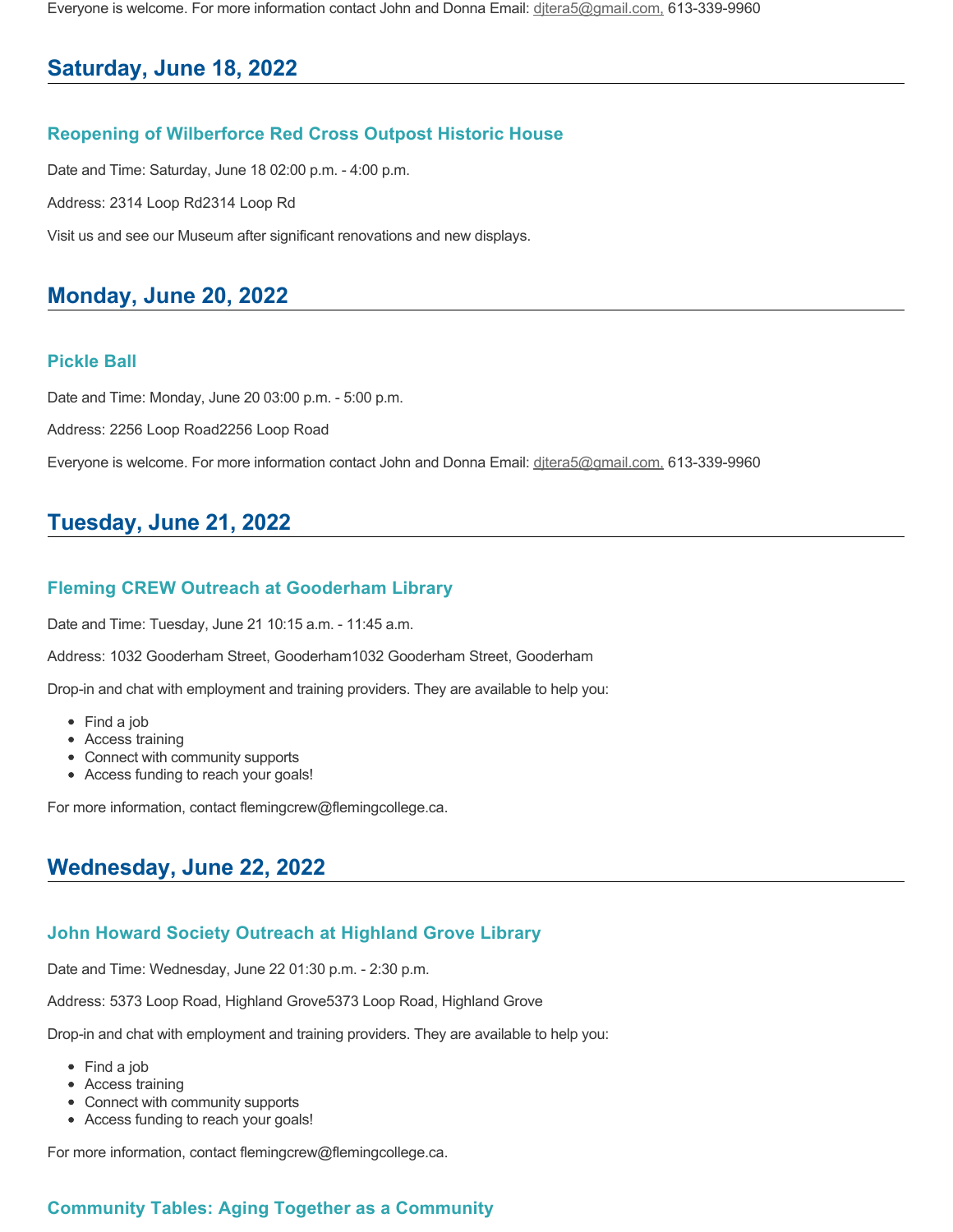Everyone is welcome. For more information contact John and Donna Email: djtera5@gmail.com, 613-339-9960

## Saturday, June 18, 2022

### Reopening of Wilberforce Red Cross Outpost Historic House

Date and Time: Saturday, June 18 02:00 p.m. - 4:00 p.m.

Address: 2314 Loop Rd2314 Loop Rd

Visit us and see our Museum after significant renovations and new displays.

## Monday, June 20, 2022

### Pickle Ball

Date and Time: Monday, June 20 03:00 p.m. - 5:00 p.m.

Address: 2256 Loop Road2256 Loop Road

Everyone is welcome. For more information contact John and Donna Email: djtera5@gmail.com, 613-339-9960

## Tuesday, June 21, 2022

### Fleming CREW Outreach at Gooderham Library

Date and Time: Tuesday, June 21 10:15 a.m. - 11:45 a.m.

Address: 1032 Gooderham Street, Gooderham1032 Gooderham Street, Gooderham

Drop-in and chat with employment and training providers. They are available to help you:

- Find a job
- Access training
- Connect with community supports
- Access funding to reach your goals!

For more information, contact flemingcrew@flemingcollege.ca.

## Wednesday, June 22, 2022

### John Howard Society Outreach at Highland Grove Library

Date and Time: Wednesday, June 22 01:30 p.m. - 2:30 p.m.

Address: 5373 Loop Road, Highland Grove5373 Loop Road, Highland Grove

Drop-in and chat with employment and training providers. They are available to help you:

- Find a job
- Access training
- Connect with community supports
- Access funding to reach your goals!

For more information, contact flemingcrew@flemingcollege.ca.

### Community Tables: Aging Together as a Community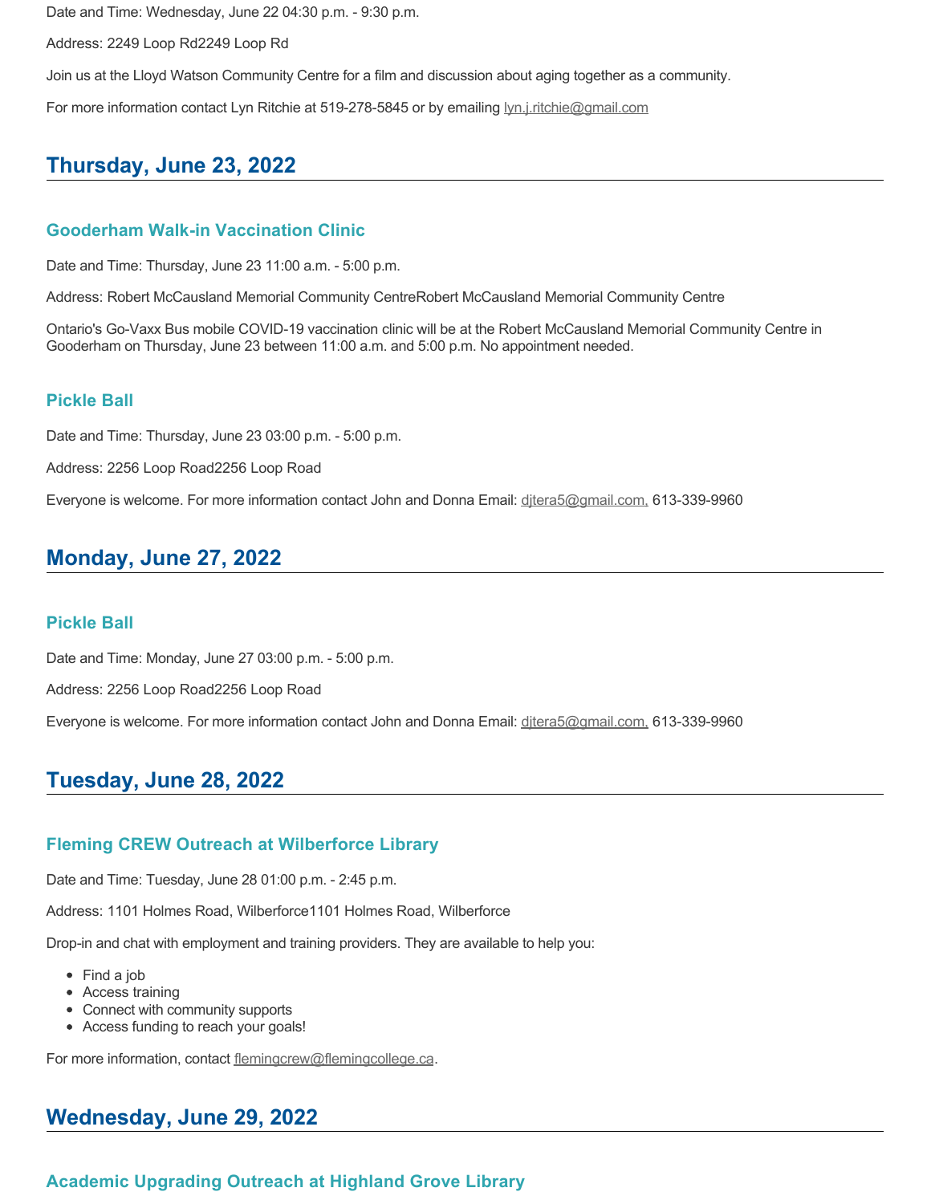Date and Time: Wednesday, June 22 04:30 p.m. - 9:30 p.m.

Address: 2249 Loop Rd2249 Loop Rd

Join us at the Lloyd Watson Community Centre for a film and discussion about aging together as a community.

For more information contact Lyn Ritchie at 519-278-5845 or by emailing lyn.j.ritchie@gmail.com

## Thursday, June 23, 2022

### Gooderham Walk-in Vaccination Clinic

Date and Time: Thursday, June 23 11:00 a.m. - 5:00 p.m.

Address: Robert McCausland Memorial Community CentreRobert McCausland Memorial Community Centre

Ontario's Go-Vaxx Bus mobile COVID-19 vaccination clinic will be at the Robert McCausland Memorial Community Centre in Gooderham on Thursday, June 23 between 11:00 a.m. and 5:00 p.m. No appointment needed.

### Pickle Ball

Date and Time: Thursday, June 23 03:00 p.m. - 5:00 p.m.

Address: 2256 Loop Road2256 Loop Road

Everyone is welcome. For more information contact John and Donna Email: djtera5@gmail.com, 613-339-9960

## Monday, June 27, 2022

### Pickle Ball

Date and Time: Monday, June 27 03:00 p.m. - 5:00 p.m.

Address: 2256 Loop Road2256 Loop Road

Everyone is welcome. For more information contact John and Donna Email: djtera5@gmail.com, 613-339-9960

## Tuesday, June 28, 2022

### Fleming CREW Outreach at Wilberforce Library

Date and Time: Tuesday, June 28 01:00 p.m. - 2:45 p.m.

Address: 1101 Holmes Road, Wilberforce1101 Holmes Road, Wilberforce

Drop-in and chat with employment and training providers. They are available to help you:

- Find a job
- Access training
- Connect with community supports
- Access funding to reach your goals!

For more information, contact flemingcrew@flemingcollege.ca.

## Wednesday, June 29, 2022

### Academic Upgrading Outreach at Highland Grove Library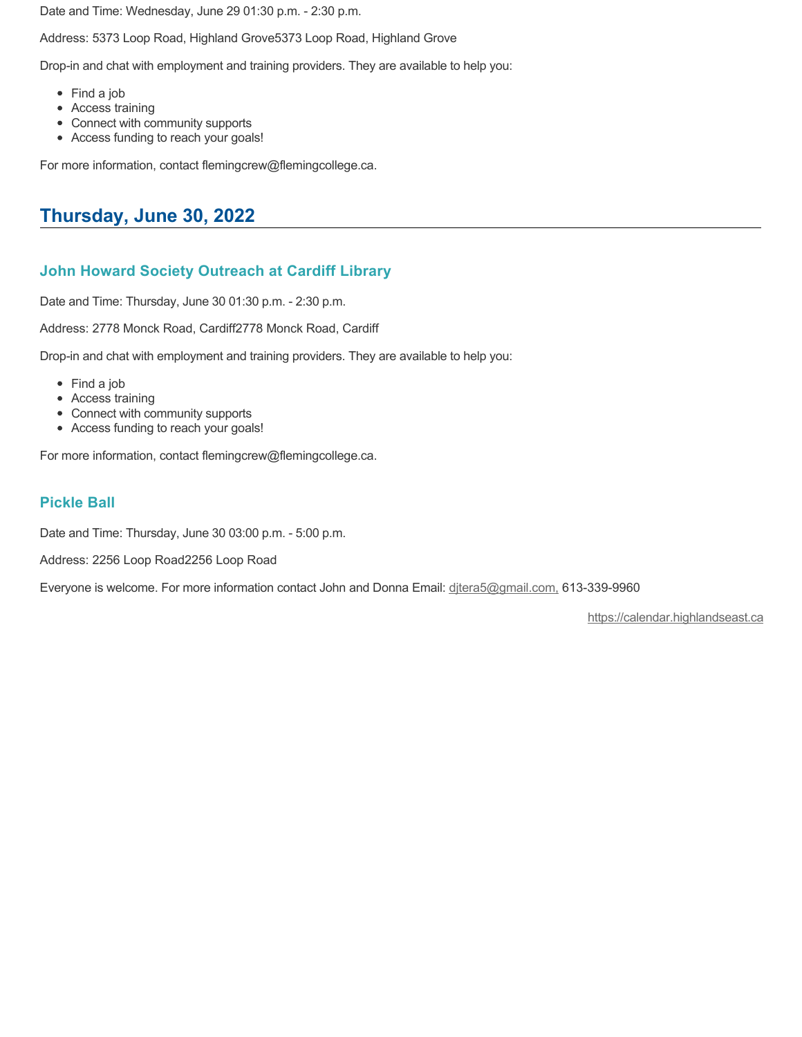Date and Time: Wednesday, June 29 01:30 p.m. - 2:30 p.m.

Address: 5373 Loop Road, Highland Grove5373 Loop Road, Highland Grove

Drop-in and chat with employment and training providers. They are available to help you:

- Find a job
- Access training
- Connect with community supports
- Access funding to reach your goals!

For more information, contact flemingcrew@flemingcollege.ca.

## Thursday, June 30, 2022

### John Howard Society Outreach at Cardiff Library

Date and Time: Thursday, June 30 01:30 p.m. - 2:30 p.m.

Address: 2778 Monck Road, Cardiff2778 Monck Road, Cardiff

Drop-in and chat with employment and training providers. They are available to help you:

- Find a job
- Access training
- Connect with community supports
- Access funding to reach your goals!

For more information, contact flemingcrew@flemingcollege.ca.

### Pickle Ball

Date and Time: Thursday, June 30 03:00 p.m. - 5:00 p.m.

Address: 2256 Loop Road2256 Loop Road

Everyone is welcome. For more information contact John and Donna Email: djtera5@gmail.com, 613-339-9960

https://calendar.highlandseast.ca